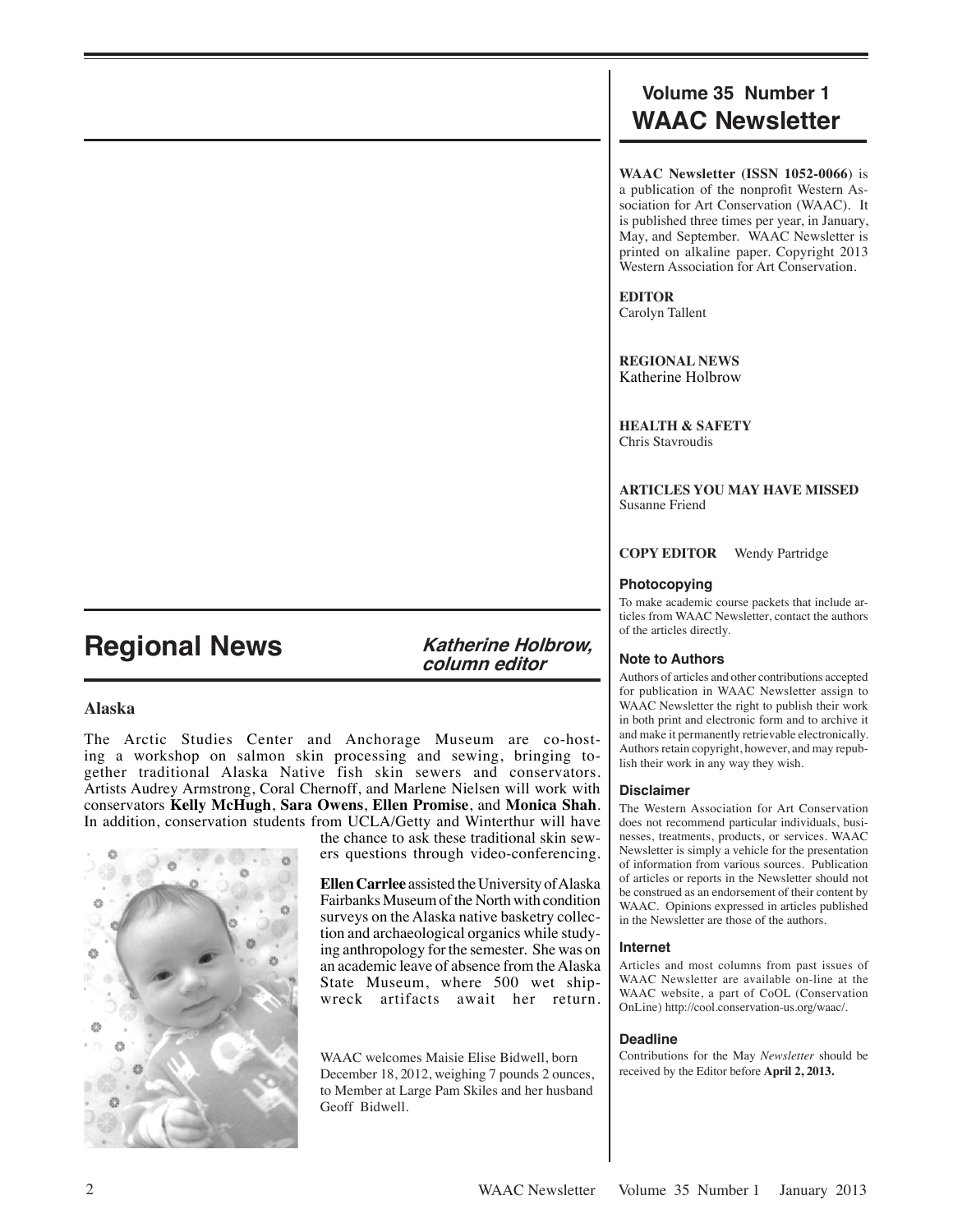# Volume 35 Number 1
# WAAC Newsletter

**WAAC Newsletter (ISSN 1052-0066)** is a publication of the nonprofit Western Association for Art Conservation (WAAC). It is published three times per year, in January, May, and September. WAAC Newsletter is printed on alkaline paper. Copyright 2013 Western Association for Art Conservation.

**EDITOR**
Carolyn Tallent

**REGIONAL NEWS**
Katherine Holbrow

**HEALTH & SAFETY**
Chris Stavroudis

**ARTICLES YOU MAY HAVE MISSED**
Susanne Friend

**COPY EDITOR** Wendy Partridge

### Photocopying

To make academic course packets that include articles from WAAC Newsletter, contact the authors of the articles directly.

### Note to Authors

Authors of articles and other contributions accepted for publication in WAAC Newsletter assign to WAAC Newsletter the right to publish their work in both print and electronic form and to archive it and make it permanently retrievable electronically. Authors retain copyright, however, and may republish their work in any way they wish.

### Disclaimer

The Western Association for Art Conservation does not recommend particular individuals, businesses, treatments, products, or services. WAAC Newsletter is simply a vehicle for the presentation of information from various sources. Publication of articles or reports in the Newsletter should not be construed as an endorsement of their content by WAAC. Opinions expressed in articles published in the Newsletter are those of the authors.

### Internet

Articles and most columns from past issues of WAAC Newsletter are available on-line at the WAAC website, a part of CoOL (Conservation OnLine) http://cool.conservation-us.org/waac/.

### Deadline

Contributions for the May *Newsletter* should be received by the Editor before **April 2, 2013.**

## Regional News

***Katherine Holbrow, column editor***

### Alaska

The Arctic Studies Center and Anchorage Museum are co-hosting a workshop on salmon skin processing and sewing, bringing together traditional Alaska Native fish skin sewers and conservators. Artists Audrey Armstrong, Coral Chernoff, and Marlene Nielsen will work with conservators **Kelly McHugh**, **Sara Owens**, **Ellen Promise**, and **Monica Shah**. In addition, conservation students from UCLA/Getty and Winterthur will have the chance to ask these traditional skin sewers questions through video-conferencing.

**Ellen Carrlee** assisted the University of Alaska Fairbanks Museum of the North with condition surveys on the Alaska native basketry collection and archaeological organics while studying anthropology for the semester. She was on an academic leave of absence from the Alaska State Museum, where 500 wet shipwreck artifacts await her return.

WAAC welcomes Maisie Elise Bidwell, born December 18, 2012, weighing 7 pounds 2 ounces, to Member at Large Pam Skiles and her husband Geoff Bidwell.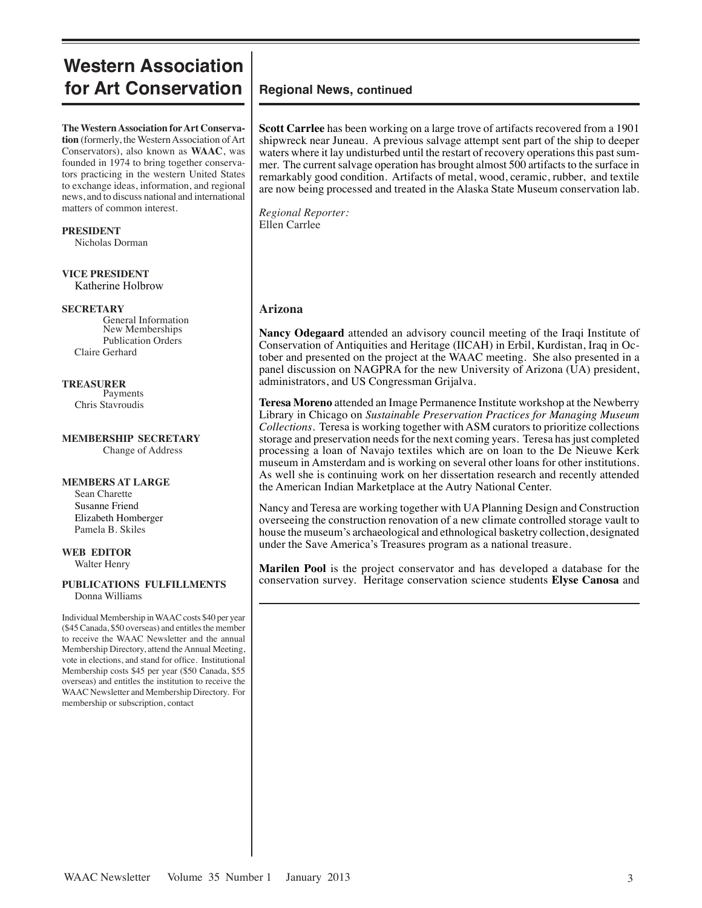# Western Association for Art Conservation

**The Western Association for Art Conservation** (formerly, the Western Association of Art Conservators), also known as **WAAC**, was founded in 1974 to bring together conservators practicing in the western United States to exchange ideas, information, and regional news, and to discuss national and international matters of common interest.

**PRESIDENT**
Nicholas Dorman

**VICE PRESIDENT**
Katherine Holbrow

**SECRETARY**
General Information
New Memberships
Publication Orders
Claire Gerhard

**TREASURER**
Payments
Chris Stavroudis

**MEMBERSHIP SECRETARY**
Change of Address

**MEMBERS AT LARGE**
Sean Charette
Susanne Friend
Elizabeth Homberger
Pamela B. Skiles

**WEB EDITOR**
Walter Henry

**PUBLICATIONS FULFILLMENTS**
Donna Williams

Individual Membership in WAAC costs $40 per year ($45 Canada, $50 overseas) and entitles the member to receive the WAAC Newsletter and the annual Membership Directory, attend the Annual Meeting, vote in elections, and stand for office. Institutional Membership costs $45 per year ($50 Canada, $55 overseas) and entitles the institution to receive the WAAC Newsletter and Membership Directory. For membership or subscription, contact

## Regional News, continued

**Scott Carrlee** has been working on a large trove of artifacts recovered from a 1901 shipwreck near Juneau. A previous salvage attempt sent part of the ship to deeper waters where it lay undisturbed until the restart of recovery operations this past summer. The current salvage operation has brought almost 500 artifacts to the surface in remarkably good condition. Artifacts of metal, wood, ceramic, rubber, and textile are now being processed and treated in the Alaska State Museum conservation lab.

*Regional Reporter:*
Ellen Carrlee

### Arizona

**Nancy Odegaard** attended an advisory council meeting of the Iraqi Institute of Conservation of Antiquities and Heritage (IICAH) in Erbil, Kurdistan, Iraq in October and presented on the project at the WAAC meeting. She also presented in a panel discussion on NAGPRA for the new University of Arizona (UA) president, administrators, and US Congressman Grijalva.

**Teresa Moreno** attended an Image Permanence Institute workshop at the Newberry Library in Chicago on *Sustainable Preservation Practices for Managing Museum Collections*. Teresa is working together with ASM curators to prioritize collections storage and preservation needs for the next coming years. Teresa has just completed processing a loan of Navajo textiles which are on loan to the De Nieuwe Kerk museum in Amsterdam and is working on several other loans for other institutions. As well she is continuing work on her dissertation research and recently attended the American Indian Marketplace at the Autry National Center.

Nancy and Teresa are working together with UA Planning Design and Construction overseeing the construction renovation of a new climate controlled storage vault to house the museum's archaeological and ethnological basketry collection, designated under the Save America's Treasures program as a national treasure.

**Marilen Pool** is the project conservator and has developed a database for the conservation survey. Heritage conservation science students **Elyse Canosa** and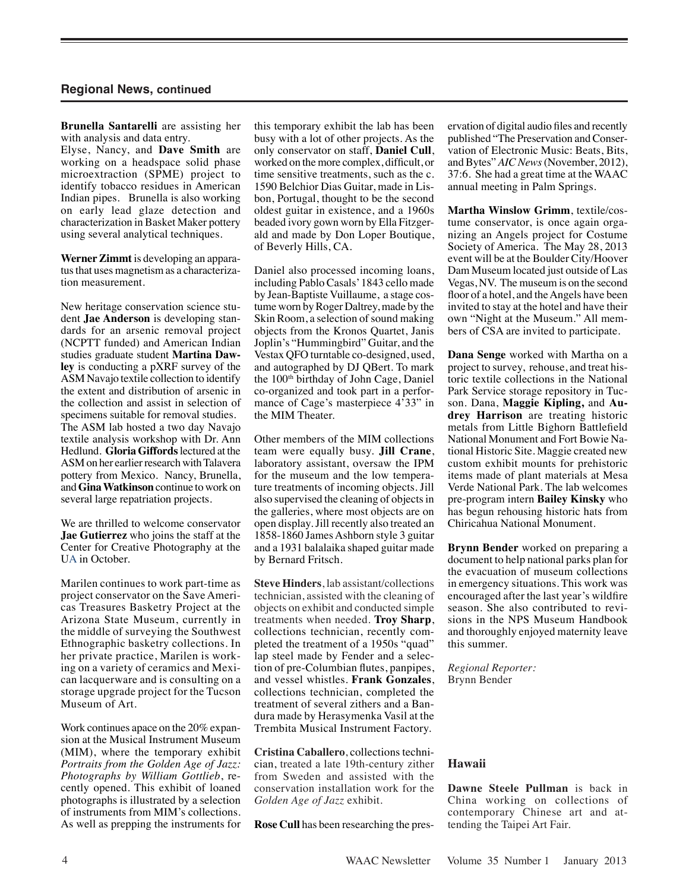## Regional News, continued

**Brunella Santarelli** are assisting her with analysis and data entry.

Elyse, Nancy, and **Dave Smith** are working on a headspace solid phase microextraction (SPME) project to identify tobacco residues in American Indian pipes. Brunella is also working on early lead glaze detection and characterization in Basket Maker pottery using several analytical techniques.

**Werner Zimmt** is developing an apparatus that uses magnetism as a characterization measurement.

New heritage conservation science student **Jae Anderson** is developing standards for an arsenic removal project (NCPTT funded) and American Indian studies graduate student **Martina Dawley** is conducting a pXRF survey of the ASM Navajo textile collection to identify the extent and distribution of arsenic in the collection and assist in selection of specimens suitable for removal studies. The ASM lab hosted a two day Navajo textile analysis workshop with Dr. Ann Hedlund. **Gloria Giffords** lectured at the ASM on her earlier research with Talavera pottery from Mexico. Nancy, Brunella, and **Gina Watkinson** continue to work on several large repatriation projects.

We are thrilled to welcome conservator **Jae Gutierrez** who joins the staff at the Center for Creative Photography at the UA in October.

Marilen continues to work part-time as project conservator on the Save Americas Treasures Basketry Project at the Arizona State Museum, currently in the middle of surveying the Southwest Ethnographic basketry collections. In her private practice, Marilen is working on a variety of ceramics and Mexican lacquerware and is consulting on a storage upgrade project for the Tucson Museum of Art.

Work continues apace on the 20% expansion at the Musical Instrument Museum (MIM), where the temporary exhibit *Portraits from the Golden Age of Jazz: Photographs by William Gottlieb*, recently opened. This exhibit of loaned photographs is illustrated by a selection of instruments from MIM's collections. As well as prepping the instruments for this temporary exhibit the lab has been busy with a lot of other projects. As the only conservator on staff, **Daniel Cull**, worked on the more complex, difficult, or time sensitive treatments, such as the c. 1590 Belchior Dias Guitar, made in Lisbon, Portugal, thought to be the second oldest guitar in existence, and a 1960s beaded ivory gown worn by Ella Fitzgerald and made by Don Loper Boutique, of Beverly Hills, CA.

Daniel also processed incoming loans, including Pablo Casals' 1843 cello made by Jean-Baptiste Vuillaume, a stage costume worn by Roger Daltrey, made by the Skin Room, a selection of sound making objects from the Kronos Quartet, Janis Joplin's "Hummingbird" Guitar, and the Vestax QFO turntable co-designed, used, and autographed by DJ QBert. To mark the 100th birthday of John Cage, Daniel co-organized and took part in a performance of Cage's masterpiece 4'33" in the MIM Theater.

Other members of the MIM collections team were equally busy. **Jill Crane**, laboratory assistant, oversaw the IPM for the museum and the low temperature treatments of incoming objects. Jill also supervised the cleaning of objects in the galleries, where most objects are on open display. Jill recently also treated an 1858-1860 James Ashborn style 3 guitar and a 1931 balalaika shaped guitar made by Bernard Fritsch.

**Steve Hinders**, lab assistant/collections technician, assisted with the cleaning of objects on exhibit and conducted simple treatments when needed. **Troy Sharp**, collections technician, recently completed the treatment of a 1950s "quad" lap steel made by Fender and a selection of pre-Columbian flutes, panpipes, and vessel whistles. **Frank Gonzales**, collections technician, completed the treatment of several zithers and a Bandura made by Herasymenka Vasil at the Trembita Musical Instrument Factory.

**Cristina Caballero**, collections technician, treated a late 19th-century zither from Sweden and assisted with the conservation installation work for the *Golden Age of Jazz* exhibit.

**Rose Cull** has been researching the preservation of digital audio files and recently published "The Preservation and Conservation of Electronic Music: Beats, Bits, and Bytes" *AIC News* (November, 2012), 37:6. She had a great time at the WAAC annual meeting in Palm Springs.

**Martha Winslow Grimm**, textile/costume conservator, is once again organizing an Angels project for Costume Society of America. The May 28, 2013 event will be at the Boulder City/Hoover Dam Museum located just outside of Las Vegas, NV. The museum is on the second floor of a hotel, and the Angels have been invited to stay at the hotel and have their own "Night at the Museum." All members of CSA are invited to participate.

**Dana Senge** worked with Martha on a project to survey, rehouse, and treat historic textile collections in the National Park Service storage repository in Tucson. Dana, **Maggie Kipling,** and **Audrey Harrison** are treating historic metals from Little Bighorn Battlefield National Monument and Fort Bowie National Historic Site. Maggie created new custom exhibit mounts for prehistoric items made of plant materials at Mesa Verde National Park. The lab welcomes pre-program intern **Bailey Kinsky** who has begun rehousing historic hats from Chiricahua National Monument.

**Brynn Bender** worked on preparing a document to help national parks plan for the evacuation of museum collections in emergency situations. This work was encouraged after the last year's wildfire season. She also contributed to revisions in the NPS Museum Handbook and thoroughly enjoyed maternity leave this summer.

*Regional Reporter:*
Brynn Bender

### Hawaii

**Dawne Steele Pullman** is back in China working on collections of contemporary Chinese art and attending the Taipei Art Fair.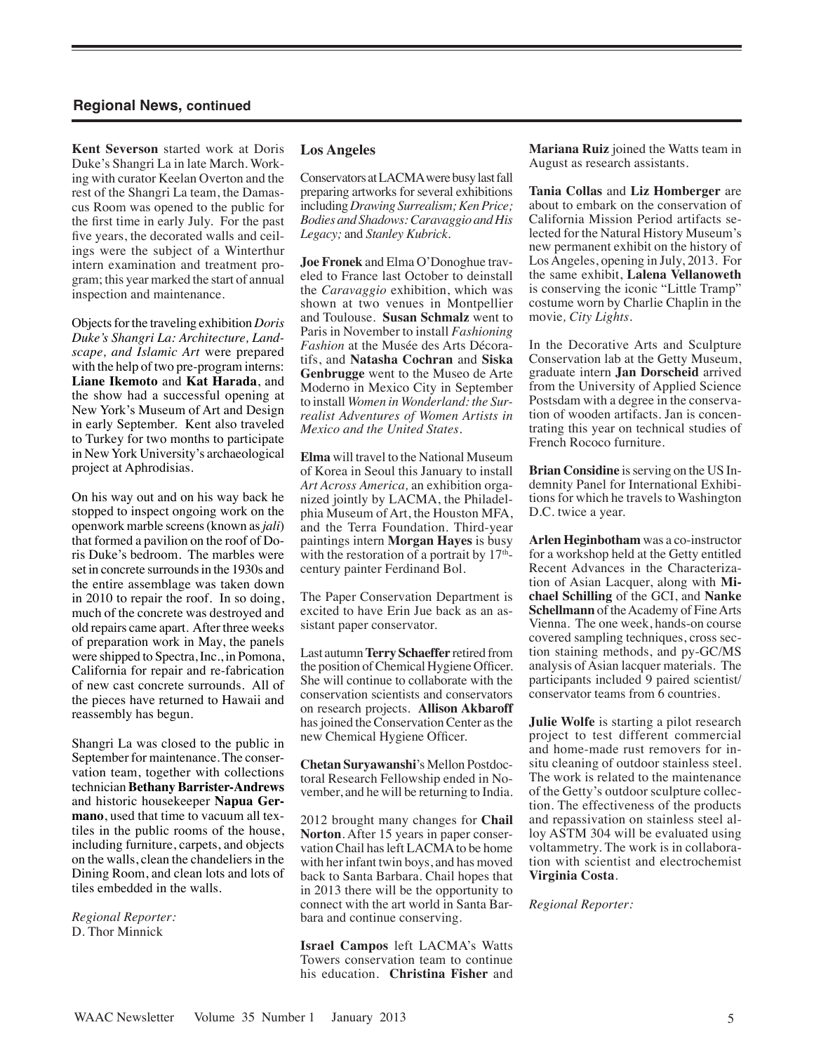## Regional News, continued

**Kent Severson** started work at Doris Duke's Shangri La in late March. Working with curator Keelan Overton and the rest of the Shangri La team, the Damascus Room was opened to the public for the first time in early July. For the past five years, the decorated walls and ceilings were the subject of a Winterthur intern examination and treatment program; this year marked the start of annual inspection and maintenance.

Objects for the traveling exhibition *Doris Duke's Shangri La: Architecture, Landscape, and Islamic Art* were prepared with the help of two pre-program interns: **Liane Ikemoto** and **Kat Harada**, and the show had a successful opening at New York's Museum of Art and Design in early September. Kent also traveled to Turkey for two months to participate in New York University's archaeological project at Aphrodisias.

On his way out and on his way back he stopped to inspect ongoing work on the openwork marble screens (known as *jali*) that formed a pavilion on the roof of Doris Duke's bedroom. The marbles were set in concrete surrounds in the 1930s and the entire assemblage was taken down in 2010 to repair the roof. In so doing, much of the concrete was destroyed and old repairs came apart. After three weeks of preparation work in May, the panels were shipped to Spectra, Inc., in Pomona, California for repair and re-fabrication of new cast concrete surrounds. All of the pieces have returned to Hawaii and reassembly has begun.

Shangri La was closed to the public in September for maintenance. The conservation team, together with collections technician **Bethany Barrister-Andrews** and historic housekeeper **Napua Germano**, used that time to vacuum all textiles in the public rooms of the house, including furniture, carpets, and objects on the walls, clean the chandeliers in the Dining Room, and clean lots and lots of tiles embedded in the walls.

*Regional Reporter:*
D. Thor Minnick

### Los Angeles

Conservators at LACMA were busy last fall preparing artworks for several exhibitions including *Drawing Surrealism; Ken Price; Bodies and Shadows: Caravaggio and His Legacy;* and *Stanley Kubrick*.

**Joe Fronek** and Elma O'Donoghue traveled to France last October to deinstall the *Caravaggio* exhibition, which was shown at two venues in Montpellier and Toulouse. **Susan Schmalz** went to Paris in November to install *Fashioning Fashion* at the Musée des Arts Décoratifs, and **Natasha Cochran** and **Siska Genbrugge** went to the Museo de Arte Moderno in Mexico City in September to install *Women in Wonderland: the Surrealist Adventures of Women Artists in Mexico and the United States*.

**Elma** will travel to the National Museum of Korea in Seoul this January to install *Art Across America,* an exhibition organized jointly by LACMA, the Philadelphia Museum of Art, the Houston MFA, and the Terra Foundation. Third-year paintings intern **Morgan Hayes** is busy with the restoration of a portrait by 17th-century painter Ferdinand Bol.

The Paper Conservation Department is excited to have Erin Jue back as an assistant paper conservator.

Last autumn **Terry Schaeffer** retired from the position of Chemical Hygiene Officer. She will continue to collaborate with the conservation scientists and conservators on research projects. **Allison Akbaroff** has joined the Conservation Center as the new Chemical Hygiene Officer.

**Chetan Suryawanshi**'s Mellon Postdoctoral Research Fellowship ended in November, and he will be returning to India.

2012 brought many changes for **Chail Norton**. After 15 years in paper conservation Chail has left LACMA to be home with her infant twin boys, and has moved back to Santa Barbara. Chail hopes that in 2013 there will be the opportunity to connect with the art world in Santa Barbara and continue conserving.

**Israel Campos** left LACMA's Watts Towers conservation team to continue his education. **Christina Fisher** and **Mariana Ruiz** joined the Watts team in August as research assistants.

**Tania Collas** and **Liz Homberger** are about to embark on the conservation of California Mission Period artifacts selected for the Natural History Museum's new permanent exhibit on the history of Los Angeles, opening in July, 2013. For the same exhibit, **Lalena Vellanoweth** is conserving the iconic "Little Tramp" costume worn by Charlie Chaplin in the movie*, City Lights*.

In the Decorative Arts and Sculpture Conservation lab at the Getty Museum, graduate intern **Jan Dorscheid** arrived from the University of Applied Science Postsdam with a degree in the conservation of wooden artifacts. Jan is concentrating this year on technical studies of French Rococo furniture.

**Brian Considine** is serving on the US Indemnity Panel for International Exhibitions for which he travels to Washington D.C. twice a year.

**Arlen Heginbotham** was a co-instructor for a workshop held at the Getty entitled Recent Advances in the Characterization of Asian Lacquer, along with **Michael Schilling** of the GCI, and **Nanke Schellmann** of the Academy of Fine Arts Vienna. The one week, hands-on course covered sampling techniques, cross section staining methods, and py-GC/MS analysis of Asian lacquer materials. The participants included 9 paired scientist/conservator teams from 6 countries.

**Julie Wolfe** is starting a pilot research project to test different commercial and home-made rust removers for in-situ cleaning of outdoor stainless steel. The work is related to the maintenance of the Getty's outdoor sculpture collection. The effectiveness of the products and repassivation on stainless steel alloy ASTM 304 will be evaluated using voltammetry. The work is in collaboration with scientist and electrochemist **Virginia Costa**.

*Regional Reporter:*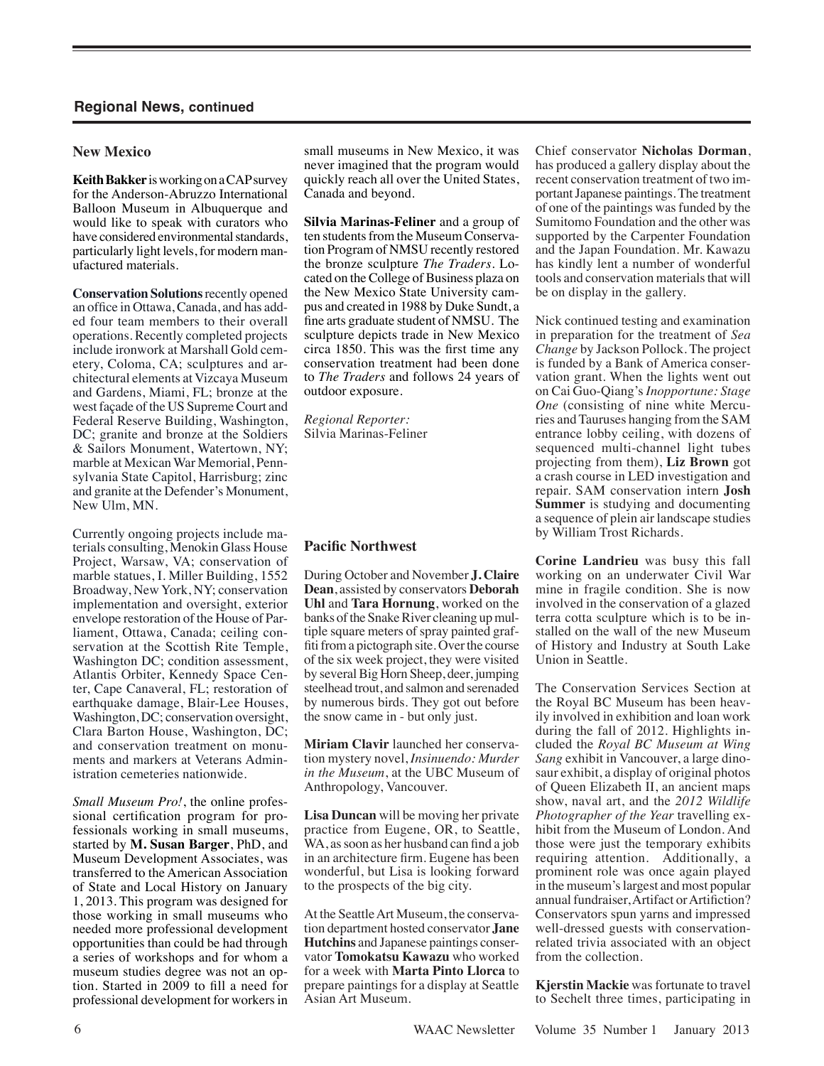## Regional News, continued

### New Mexico

**Keith Bakker** is working on a CAP survey for the Anderson-Abruzzo International Balloon Museum in Albuquerque and would like to speak with curators who have considered environmental standards, particularly light levels, for modern manufactured materials.

**Conservation Solutions** recently opened an office in Ottawa, Canada, and has added four team members to their overall operations. Recently completed projects include ironwork at Marshall Gold cemetery, Coloma, CA; sculptures and architectural elements at Vizcaya Museum and Gardens, Miami, FL; bronze at the west façade of the US Supreme Court and Federal Reserve Building, Washington, DC; granite and bronze at the Soldiers & Sailors Monument, Watertown, NY; marble at Mexican War Memorial, Pennsylvania State Capitol, Harrisburg; zinc and granite at the Defender's Monument, New Ulm, MN.

Currently ongoing projects include materials consulting, Menokin Glass House Project, Warsaw, VA; conservation of marble statues, I. Miller Building, 1552 Broadway, New York, NY; conservation implementation and oversight, exterior envelope restoration of the House of Parliament, Ottawa, Canada; ceiling conservation at the Scottish Rite Temple, Washington DC; condition assessment, Atlantis Orbiter, Kennedy Space Center, Cape Canaveral, FL; restoration of earthquake damage, Blair-Lee Houses, Washington, DC; conservation oversight, Clara Barton House, Washington, DC; and conservation treatment on monuments and markers at Veterans Administration cemeteries nationwide.

*Small Museum Pro!*, the online professional certification program for professionals working in small museums, started by **M. Susan Barger**, PhD, and Museum Development Associates, was transferred to the American Association of State and Local History on January 1, 2013. This program was designed for those working in small museums who needed more professional development opportunities than could be had through a series of workshops and for whom a museum studies degree was not an option. Started in 2009 to fill a need for professional development for workers in small museums in New Mexico, it was never imagined that the program would quickly reach all over the United States, Canada and beyond.

**Silvia Marinas-Feliner** and a group of ten students from the Museum Conservation Program of NMSU recently restored the bronze sculpture *The Traders*. Located on the College of Business plaza on the New Mexico State University campus and created in 1988 by Duke Sundt, a fine arts graduate student of NMSU. The sculpture depicts trade in New Mexico circa 1850. This was the first time any conservation treatment had been done to *The Traders* and follows 24 years of outdoor exposure.

*Regional Reporter:*
Silvia Marinas-Feliner

### Pacific Northwest

During October and November **J. Claire Dean**, assisted by conservators **Deborah Uhl** and **Tara Hornung**, worked on the banks of the Snake River cleaning up multiple square meters of spray painted graffiti from a pictograph site. Over the course of the six week project, they were visited by several Big Horn Sheep, deer, jumping steelhead trout, and salmon and serenaded by numerous birds. They got out before the snow came in - but only just.

**Miriam Clavir** launched her conservation mystery novel, *Insinuendo: Murder in the Museum*, at the UBC Museum of Anthropology, Vancouver.

**Lisa Duncan** will be moving her private practice from Eugene, OR, to Seattle, WA, as soon as her husband can find a job in an architecture firm. Eugene has been wonderful, but Lisa is looking forward to the prospects of the big city.

At the Seattle Art Museum, the conservation department hosted conservator **Jane Hutchins** and Japanese paintings conservator **Tomokatsu Kawazu** who worked for a week with **Marta Pinto Llorca** to prepare paintings for a display at Seattle Asian Art Museum.

Chief conservator **Nicholas Dorman**, has produced a gallery display about the recent conservation treatment of two important Japanese paintings. The treatment of one of the paintings was funded by the Sumitomo Foundation and the other was supported by the Carpenter Foundation and the Japan Foundation. Mr. Kawazu has kindly lent a number of wonderful tools and conservation materials that will be on display in the gallery.

Nick continued testing and examination in preparation for the treatment of *Sea Change* by Jackson Pollock. The project is funded by a Bank of America conservation grant. When the lights went out on Cai Guo-Qiang's *Inopportune: Stage One* (consisting of nine white Mercuries and Tauruses hanging from the SAM entrance lobby ceiling, with dozens of sequenced multi-channel light tubes projecting from them), **Liz Brown** got a crash course in LED investigation and repair. SAM conservation intern **Josh Summer** is studying and documenting a sequence of plein air landscape studies by William Trost Richards.

**Corine Landrieu** was busy this fall working on an underwater Civil War mine in fragile condition. She is now involved in the conservation of a glazed terra cotta sculpture which is to be installed on the wall of the new Museum of History and Industry at South Lake Union in Seattle.

The Conservation Services Section at the Royal BC Museum has been heavily involved in exhibition and loan work during the fall of 2012. Highlights included the *Royal BC Museum at Wing Sang* exhibit in Vancouver, a large dinosaur exhibit, a display of original photos of Queen Elizabeth II, an ancient maps show, naval art, and the *2012 Wildlife Photographer of the Year* travelling exhibit from the Museum of London. And those were just the temporary exhibits requiring attention. Additionally, a prominent role was once again played in the museum's largest and most popular annual fundraiser, Artifact or Artifiction? Conservators spun yarns and impressed well-dressed guests with conservation-related trivia associated with an object from the collection.

**Kjerstin Mackie** was fortunate to travel to Sechelt three times, participating in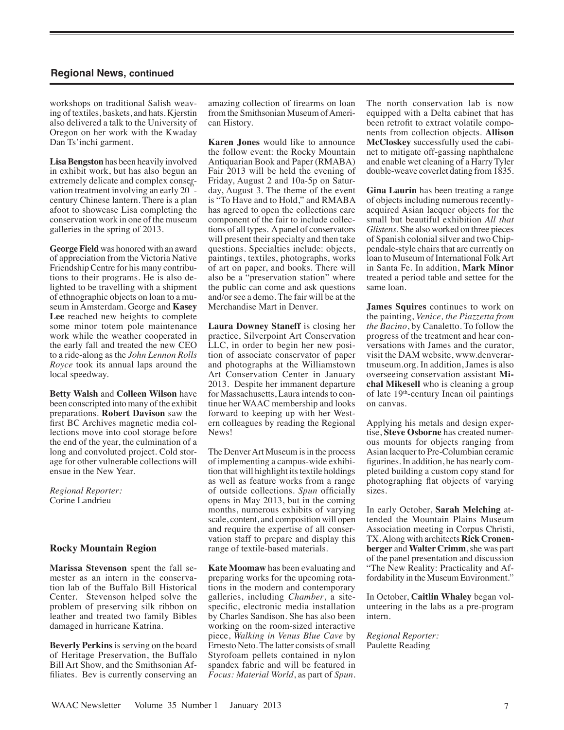## Regional News, continued

workshops on traditional Salish weaving of textiles, baskets, and hats. Kjerstin also delivered a talk to the University of Oregon on her work with the Kwaday Dan Ts'inchi garment.

**Lisa Bengston** has been heavily involved in exhibit work, but has also begun an extremely delicate and complex conservation treatment involving an early 20th-century Chinese lantern. There is a plan afoot to showcase Lisa completing the conservation work in one of the museum galleries in the spring of 2013.

**George Field** was honored with an award of appreciation from the Victoria Native Friendship Centre for his many contributions to their programs. He is also delighted to be travelling with a shipment of ethnographic objects on loan to a museum in Amsterdam. George and **Kasey Lee** reached new heights to complete some minor totem pole maintenance work while the weather cooperated in the early fall and treated the new CEO to a ride-along as the *John Lennon Rolls Royce* took its annual laps around the local speedway.

**Betty Walsh** and **Colleen Wilson** have been conscripted into many of the exhibit preparations. **Robert Davison** saw the first BC Archives magnetic media collections move into cool storage before the end of the year, the culmination of a long and convoluted project. Cold storage for other vulnerable collections will ensue in the New Year.

*Regional Reporter:*
Corine Landrieu

### Rocky Mountain Region

**Marissa Stevenson** spent the fall semester as an intern in the conservation lab of the Buffalo Bill Historical Center. Stevenson helped solve the problem of preserving silk ribbon on leather and treated two family Bibles damaged in hurricane Katrina.

**Beverly Perkins** is serving on the board of Heritage Preservation, the Buffalo Bill Art Show, and the Smithsonian Affiliates. Bev is currently conserving an amazing collection of firearms on loan from the Smithsonian Museum of American History.

**Karen Jones** would like to announce the follow event: the Rocky Mountain Antiquarian Book and Paper (RMABA) Fair 2013 will be held the evening of Friday, August 2 and 10a-5p on Saturday, August 3. The theme of the event is "To Have and to Hold," and RMABA has agreed to open the collections care component of the fair to include collections of all types. A panel of conservators will present their specialty and then take questions. Specialties include: objects, paintings, textiles, photographs, works of art on paper, and books. There will also be a "preservation station" where the public can come and ask questions and/or see a demo. The fair will be at the Merchandise Mart in Denver.

**Laura Downey Staneff** is closing her practice, Silverpoint Art Conservation LLC, in order to begin her new position of associate conservator of paper and photographs at the Williamstown Art Conservation Center in January 2013. Despite her immanent departure for Massachusetts, Laura intends to continue her WAAC membership and looks forward to keeping up with her Western colleagues by reading the Regional News!

The Denver Art Museum is in the process of implementing a campus-wide exhibition that will highlight its textile holdings as well as feature works from a range of outside collections. *Spun* officially opens in May 2013, but in the coming months, numerous exhibits of varying scale, content, and composition will open and require the expertise of all conservation staff to prepare and display this range of textile-based materials.

**Kate Moomaw** has been evaluating and preparing works for the upcoming rotations in the modern and contemporary galleries, including *Chamber*, a site-specific, electronic media installation by Charles Sandison. She has also been working on the room-sized interactive piece, *Walking in Venus Blue Cave* by Ernesto Neto. The latter consists of small Styrofoam pellets contained in nylon spandex fabric and will be featured in *Focus: Material World*, as part of *Spun*.

The north conservation lab is now equipped with a Delta cabinet that has been retrofit to extract volatile components from collection objects. **Allison McCloskey** successfully used the cabinet to mitigate off-gassing naphthalene and enable wet cleaning of a Harry Tyler double-weave coverlet dating from 1835.

**Gina Laurin** has been treating a range of objects including numerous recently-acquired Asian lacquer objects for the small but beautiful exhibition *All that Glistens*. She also worked on three pieces of Spanish colonial silver and two Chippendale-style chairs that are currently on loan to Museum of International Folk Art in Santa Fe. In addition, **Mark Minor** treated a period table and settee for the same loan.

**James Squires** continues to work on the painting, *Venice, the Piazzetta from the Bacino*, by Canaletto. To follow the progress of the treatment and hear conversations with James and the curator, visit the DAM website, www.denverartmuseum.org. In addition, James is also overseeing conservation assistant **Michal Mikesell** who is cleaning a group of late 19th-century Incan oil paintings on canvas.

Applying his metals and design expertise, **Steve Osborne** has created numerous mounts for objects ranging from Asian lacquer to Pre-Columbian ceramic figurines. In addition, he has nearly completed building a custom copy stand for photographing flat objects of varying sizes.

In early October, **Sarah Melching** attended the Mountain Plains Museum Association meeting in Corpus Christi, TX. Along with architects **Rick Cronenberger** and **Walter Crimm**, she was part of the panel presentation and discussion "The New Reality: Practicality and Affordability in the Museum Environment."

In October, **Caitlin Whaley** began volunteering in the labs as a pre-program intern.

*Regional Reporter:*
Paulette Reading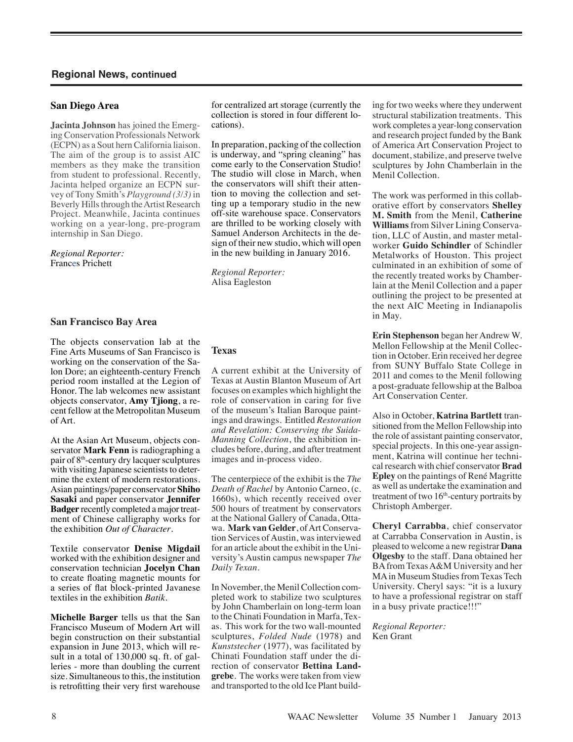## Regional News, continued

### San Diego Area

**Jacinta Johnson** has joined the Emerging Conservation Professionals Network (ECPN) as a Sout hern California liaison. The aim of the group is to assist AIC members as they make the transition from student to professional. Recently, Jacinta helped organize an ECPN survey of Tony Smith's *Playground (3/3)* in Beverly Hills through the Artist Research Project. Meanwhile, Jacinta continues working on a year-long, pre-program internship in San Diego.

*Regional Reporter:*
Frances Prichett

### San Francisco Bay Area

The objects conservation lab at the Fine Arts Museums of San Francisco is working on the conservation of the Salon Dore; an eighteenth-century French period room installed at the Legion of Honor. The lab welcomes new assistant objects conservator, **Amy Tjiong**, a recent fellow at the Metropolitan Museum of Art.

At the Asian Art Museum, objects conservator **Mark Fenn** is radiographing a pair of 8th-century dry lacquer sculptures with visiting Japanese scientists to determine the extent of modern restorations. Asian paintings/paper conservator **Shiho Sasaki** and paper conservator **Jennifer Badger** recently completed a major treatment of Chinese calligraphy works for the exhibition *Out of Character*.

Textile conservator **Denise Migdail** worked with the exhibition designer and conservation technician **Jocelyn Chan** to create floating magnetic mounts for a series of flat block-printed Javanese textiles in the exhibition *Batik*.

**Michelle Barger** tells us that the San Francisco Museum of Modern Art will begin construction on their substantial expansion in June 2013, which will result in a total of 130,000 sq. ft. of galleries - more than doubling the current size. Simultaneous to this, the institution is retrofitting their very first warehouse for centralized art storage (currently the collection is stored in four different locations).

In preparation, packing of the collection is underway, and "spring cleaning" has come early to the Conservation Studio! The studio will close in March, when the conservators will shift their attention to moving the collection and setting up a temporary studio in the new off-site warehouse space. Conservators are thrilled to be working closely with Samuel Anderson Architects in the design of their new studio, which will open in the new building in January 2016.

*Regional Reporter:*
Alisa Eagleston

### Texas

A current exhibit at the University of Texas at Austin Blanton Museum of Art focuses on examples which highlight the role of conservation in caring for five of the museum's Italian Baroque paintings and drawings. Entitled *Restoration and Revelation: Conserving the Suida-Manning Collection*, the exhibition includes before, during, and after treatment images and in-process video.

The centerpiece of the exhibit is the *The Death of Rachel* by Antonio Carneo, (c. 1660s), which recently received over 500 hours of treatment by conservators at the National Gallery of Canada, Ottawa. **Mark van Gelder**, of Art Conservation Services of Austin, was interviewed for an article about the exhibit in the University's Austin campus newspaper *The Daily Texan*.

In November, the Menil Collection completed work to stabilize two sculptures by John Chamberlain on long-term loan to the Chinati Foundation in Marfa, Texas. This work for the two wall-mounted sculptures, *Folded Nude* (1978) and *Kunststecher* (1977), was facilitated by Chinati Foundation staff under the direction of conservator **Bettina Landgrebe**. The works were taken from view and transported to the old Ice Plant building for two weeks where they underwent structural stabilization treatments. This work completes a year-long conservation and research project funded by the Bank of America Art Conservation Project to document, stabilize, and preserve twelve sculptures by John Chamberlain in the Menil Collection.

The work was performed in this collaborative effort by conservators **Shelley M. Smith** from the Menil, **Catherine Williams** from Silver Lining Conservation, LLC of Austin, and master metalworker **Guido Schindler** of Schindler Metalworks of Houston. This project culminated in an exhibition of some of the recently treated works by Chamberlain at the Menil Collection and a paper outlining the project to be presented at the next AIC Meeting in Indianapolis in May.

**Erin Stephenson** began her Andrew W. Mellon Fellowship at the Menil Collection in October. Erin received her degree from SUNY Buffalo State College in 2011 and comes to the Menil following a post-graduate fellowship at the Balboa Art Conservation Center.

Also in October, **Katrina Bartlett** transitioned from the Mellon Fellowship into the role of assistant painting conservator, special projects. In this one-year assignment, Katrina will continue her technical research with chief conservator **Brad Epley** on the paintings of René Magritte as well as undertake the examination and treatment of two 16th-century portraits by Christoph Amberger.

**Cheryl Carrabba**, chief conservator at Carrabba Conservation in Austin, is pleased to welcome a new registrar **Dana Olgesby** to the staff. Dana obtained her BA from Texas A&M University and her MA in Museum Studies from Texas Tech University. Cheryl says: "it is a luxury to have a professional registrar on staff in a busy private practice!!!"

*Regional Reporter:*
Ken Grant